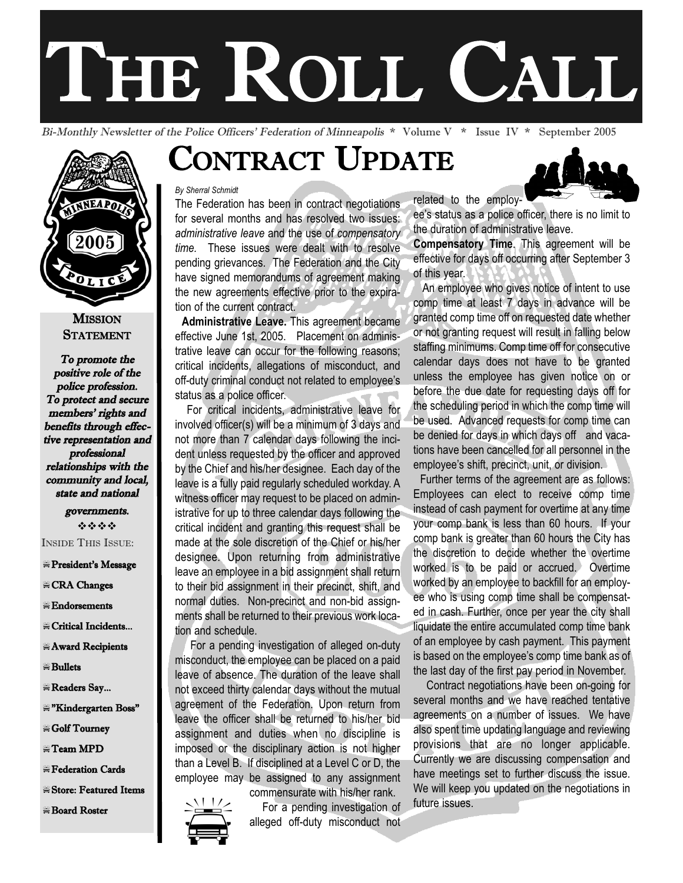# THE ROLL CALL

*Bi-Monthly Newsletter of the Police Officers' Federation of Minneapolis* * Volume V * Issue IV * September 2005

## MISSION STATEMENT

***To promote the positive role of the police profession. To protect and secure members' rights and benefits through effective representation and professional relationships with the community and local, state and national governments.***

❖❖❖❖

INSIDE THIS ISSUE:

- **President's Message**
- **CRA Changes**
- **Endorsements**
- **Critical Incidents...**
- **Award Recipients**
- **Bullets**
- **Readers Say...**
- **"Kindergarten Boss"**
- **Golf Tourney**
- **Team MPD**
- **Federation Cards**
- **Store: Featured Items**
- **Board Roster**

## CONTRACT UPDATE

*By Sherral Schmidt*

The Federation has been in contract negotiations for several months and has resolved two issues: *administrative leave* and the use of *compensatory time.* These issues were dealt with to resolve pending grievances. The Federation and the City have signed memorandums of agreement making the new agreements effective prior to the expiration of the current contract.

**Administrative Leave.** This agreement became effective June 1st, 2005. Placement on administrative leave can occur for the following reasons; critical incidents, allegations of misconduct, and off-duty criminal conduct not related to employee's status as a police officer.

For critical incidents, administrative leave for involved officer(s) will be a minimum of 3 days and not more than 7 calendar days following the incident unless requested by the officer and approved by the Chief and his/her designee. Each day of the leave is a fully paid regularly scheduled workday. A witness officer may request to be placed on administrative for up to three calendar days following the critical incident and granting this request shall be made at the sole discretion of the Chief or his/her designee. Upon returning from administrative leave an employee in a bid assignment shall return to their bid assignment in their precinct, shift, and normal duties. Non-precinct and non-bid assignments shall be returned to their previous work location and schedule.

For a pending investigation of alleged on-duty misconduct, the employee can be placed on a paid leave of absence. The duration of the leave shall not exceed thirty calendar days without the mutual agreement of the Federation. Upon return from leave the officer shall be returned to his/her bid assignment and duties when no discipline is imposed or the disciplinary action is not higher than a Level B. If disciplined at a Level C or D, the employee may be assigned to any assignment commensurate with his/her rank.

For a pending investigation of alleged off-duty misconduct not related to the employee's status as a police officer, there is no limit to the duration of administrative leave.

**Compensatory Time**. This agreement will be effective for days off occurring after September 3 of this year.

An employee who gives notice of intent to use comp time at least 7 days in advance will be granted comp time off on requested date whether or not granting request will result in falling below staffing minimums. Comp time off for consecutive calendar days does not have to be granted unless the employee has given notice on or before the due date for requesting days off for the scheduling period in which the comp time will be used. Advanced requests for comp time can be denied for days in which days off and vacations have been cancelled for all personnel in the employee's shift, precinct, unit, or division.

Further terms of the agreement are as follows: Employees can elect to receive comp time instead of cash payment for overtime at any time your comp bank is less than 60 hours. If your comp bank is greater than 60 hours the City has the discretion to decide whether the overtime worked is to be paid or accrued. Overtime worked by an employee to backfill for an employee who is using comp time shall be compensated in cash. Further, once per year the city shall liquidate the entire accumulated comp time bank of an employee by cash payment. This payment is based on the employee's comp time bank as of the last day of the first pay period in November.

Contract negotiations have been on-going for several months and we have reached tentative agreements on a number of issues. We have also spent time updating language and reviewing provisions that are no longer applicable. Currently we are discussing compensation and have meetings set to further discuss the issue. We will keep you updated on the negotiations in future issues.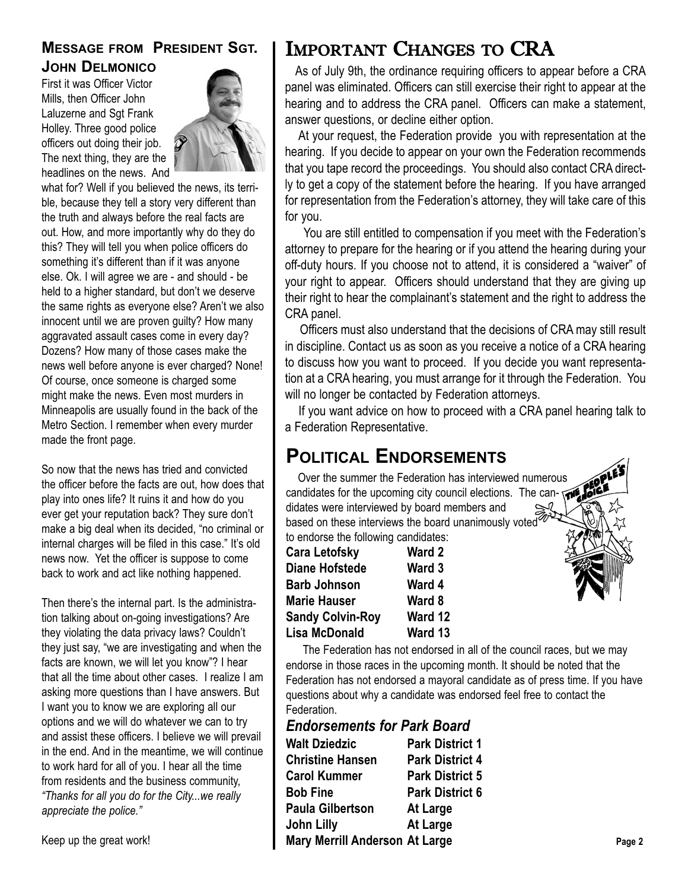## Message from President Sgt. John Delmonico

First it was Officer Victor Mills, then Officer John Laluzerne and Sgt Frank Holley. Three good police officers out doing their job. The next thing, they are the headlines on the news. And what for? Well if you believed the news, its terrible, because they tell a story very different than the truth and always before the real facts are out. How, and more importantly why do they do this? They will tell you when police officers do something it's different than if it was anyone else. Ok. I will agree we are - and should - be held to a higher standard, but don't we deserve the same rights as everyone else? Aren't we also innocent until we are proven guilty? How many aggravated assault cases come in every day? Dozens? How many of those cases make the news well before anyone is ever charged? None! Of course, once someone is charged some might make the news. Even most murders in Minneapolis are usually found in the back of the Metro Section. I remember when every murder made the front page.

So now that the news has tried and convicted the officer before the facts are out, how does that play into ones life? It ruins it and how do you ever get your reputation back? They sure don't make a big deal when its decided, "no criminal or internal charges will be filed in this case." It's old news now. Yet the officer is suppose to come back to work and act like nothing happened.

Then there's the internal part. Is the administration talking about on-going investigations? Are they violating the data privacy laws? Couldn't they just say, "we are investigating and when the facts are known, we will let you know"? I hear that all the time about other cases. I realize I am asking more questions than I have answers. But I want you to know we are exploring all our options and we will do whatever we can to try and assist these officers. I believe we will prevail in the end. And in the meantime, we will continue to work hard for all of you. I hear all the time from residents and the business community, *"Thanks for all you do for the City...we really appreciate the police."*

Keep up the great work!

## Important Changes to CRA

As of July 9th, the ordinance requiring officers to appear before a CRA panel was eliminated. Officers can still exercise their right to appear at the hearing and to address the CRA panel. Officers can make a statement, answer questions, or decline either option.

At your request, the Federation provide you with representation at the hearing. If you decide to appear on your own the Federation recommends that you tape record the proceedings. You should also contact CRA directly to get a copy of the statement before the hearing. If you have arranged for representation from the Federation's attorney, they will take care of this for you.

You are still entitled to compensation if you meet with the Federation's attorney to prepare for the hearing or if you attend the hearing during your off-duty hours. If you choose not to attend, it is considered a "waiver" of your right to appear. Officers should understand that they are giving up their right to hear the complainant's statement and the right to address the CRA panel.

Officers must also understand that the decisions of CRA may still result in discipline. Contact us as soon as you receive a notice of a CRA hearing to discuss how you want to proceed. If you decide you want representation at a CRA hearing, you must arrange for it through the Federation. You will no longer be contacted by Federation attorneys.

If you want advice on how to proceed with a CRA panel hearing talk to a Federation Representative.

## Political Endorsements

Over the summer the Federation has interviewed numerous candidates for the upcoming city council elections. The candidates were interviewed by board members and based on these interviews the board unanimously voted to endorse the following candidates:

| | |
|---|---|
| **Cara Letofsky** | **Ward 2** |
| **Diane Hofstede** | **Ward 3** |
| **Barb Johnson** | **Ward 4** |
| **Marie Hauser** | **Ward 8** |
| **Sandy Colvin-Roy** | **Ward 12** |
| **Lisa McDonald** | **Ward 13** |

The Federation has not endorsed in all of the council races, but we may endorse in those races in the upcoming month. It should be noted that the Federation has not endorsed a mayoral candidate as of press time. If you have questions about why a candidate was endorsed feel free to contact the Federation.

### *Endorsements for Park Board*

| | |
|---|---|
| **Walt Dziedzic** | **Park District 1** |
| **Christine Hansen** | **Park District 4** |
| **Carol Kummer** | **Park District 5** |
| **Bob Fine** | **Park District 6** |
| **Paula Gilbertson** | **At Large** |
| **John Lilly** | **At Large** |
| **Mary Merrill Anderson** | **At Large** |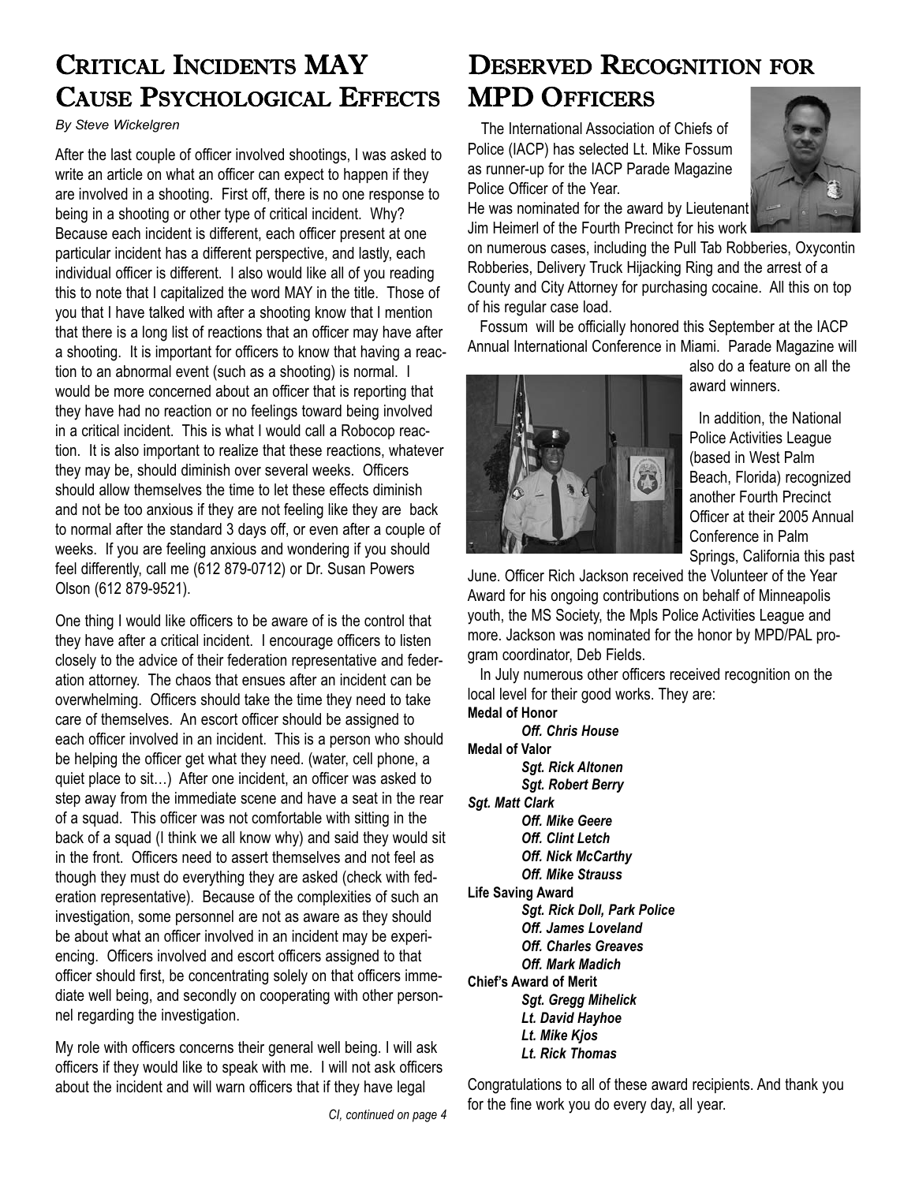# Critical Incidents MAY Cause Psychological Effects

*By Steve Wickelgren*

After the last couple of officer involved shootings, I was asked to write an article on what an officer can expect to happen if they are involved in a shooting. First off, there is no one response to being in a shooting or other type of critical incident. Why? Because each incident is different, each officer present at one particular incident has a different perspective, and lastly, each individual officer is different. I also would like all of you reading this to note that I capitalized the word MAY in the title. Those of you that I have talked with after a shooting know that I mention that there is a long list of reactions that an officer may have after a shooting. It is important for officers to know that having a reaction to an abnormal event (such as a shooting) is normal. I would be more concerned about an officer that is reporting that they have had no reaction or no feelings toward being involved in a critical incident. This is what I would call a Robocop reaction. It is also important to realize that these reactions, whatever they may be, should diminish over several weeks. Officers should allow themselves the time to let these effects diminish and not be too anxious if they are not feeling like they are back to normal after the standard 3 days off, or even after a couple of weeks. If you are feeling anxious and wondering if you should feel differently, call me (612 879-0712) or Dr. Susan Powers Olson (612 879-9521).

One thing I would like officers to be aware of is the control that they have after a critical incident. I encourage officers to listen closely to the advice of their federation representative and federation attorney. The chaos that ensues after an incident can be overwhelming. Officers should take the time they need to take care of themselves. An escort officer should be assigned to each officer involved in an incident. This is a person who should be helping the officer get what they need. (water, cell phone, a quiet place to sit…) After one incident, an officer was asked to step away from the immediate scene and have a seat in the rear of a squad. This officer was not comfortable with sitting in the back of a squad (I think we all know why) and said they would sit in the front. Officers need to assert themselves and not feel as though they must do everything they are asked (check with federation representative). Because of the complexities of such an investigation, some personnel are not as aware as they should be about what an officer involved in an incident may be experiencing. Officers involved and escort officers assigned to that officer should first, be concentrating solely on that officers immediate well being, and secondly on cooperating with other personnel regarding the investigation.

My role with officers concerns their general well being. I will ask officers if they would like to speak with me. I will not ask officers about the incident and will warn officers that if they have legal

*CI, continued on page 4*

# Deserved Recognition for MPD Officers

The International Association of Chiefs of Police (IACP) has selected Lt. Mike Fossum as runner-up for the IACP Parade Magazine Police Officer of the Year.

He was nominated for the award by Lieutenant Jim Heimerl of the Fourth Precinct for his work on numerous cases, including the Pull Tab Robberies, Oxycontin Robberies, Delivery Truck Hijacking Ring and the arrest of a County and City Attorney for purchasing cocaine. All this on top of his regular case load.

Fossum will be officially honored this September at the IACP Annual International Conference in Miami. Parade Magazine will also do a feature on all the award winners.

In addition, the National Police Activities League (based in West Palm Beach, Florida) recognized another Fourth Precinct Officer at their 2005 Annual Conference in Palm Springs, California this past June. Officer Rich Jackson received the Volunteer of the Year Award for his ongoing contributions on behalf of Minneapolis youth, the MS Society, the Mpls Police Activities League and more. Jackson was nominated for the honor by MPD/PAL program coordinator, Deb Fields.

In July numerous other officers received recognition on the local level for their good works. They are:

**Medal of Honor**
- ***Off. Chris House***

**Medal of Valor**
- ***Sgt. Rick Altonen***
- ***Sgt. Robert Berry***
- ***Sgt. Matt Clark***
- ***Off. Mike Geere***
- ***Off. Clint Letch***
- ***Off. Nick McCarthy***
- ***Off. Mike Strauss***

**Life Saving Award**
- ***Sgt. Rick Doll, Park Police***
- ***Off. James Loveland***
- ***Off. Charles Greaves***
- ***Off. Mark Madich***

**Chief's Award of Merit**
- ***Sgt. Gregg Mihelick***
- ***Lt. David Hayhoe***
- ***Lt. Mike Kjos***
- ***Lt. Rick Thomas***

Congratulations to all of these award recipients. And thank you for the fine work you do every day, all year.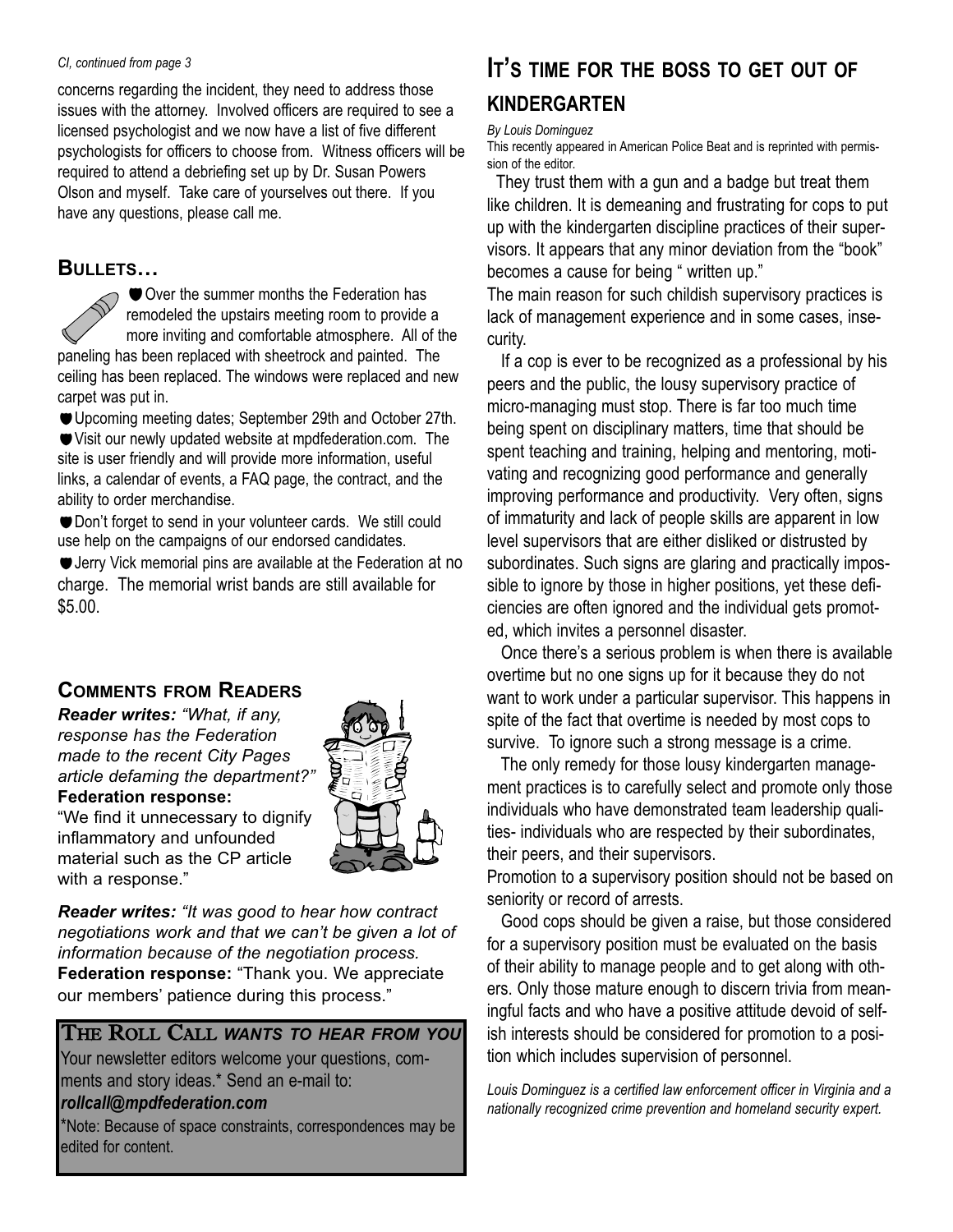*CI, continued from page 3*

concerns regarding the incident, they need to address those issues with the attorney. Involved officers are required to see a licensed psychologist and we now have a list of five different psychologists for officers to choose from. Witness officers will be required to attend a debriefing set up by Dr. Susan Powers Olson and myself. Take care of yourselves out there. If you have any questions, please call me.

## Bullets…

- Over the summer months the Federation has remodeled the upstairs meeting room to provide a more inviting and comfortable atmosphere. All of the paneling has been replaced with sheetrock and painted. The ceiling has been replaced. The windows were replaced and new carpet was put in.
- Upcoming meeting dates; September 29th and October 27th.
- Visit our newly updated website at mpdfederation.com. The site is user friendly and will provide more information, useful links, a calendar of events, a FAQ page, the contract, and the ability to order merchandise.
- Don't forget to send in your volunteer cards. We still could use help on the campaigns of our endorsed candidates.
- Jerry Vick memorial pins are available at the Federation at no charge. The memorial wrist bands are still available for $5.00.

## Comments from Readers

***Reader writes:*** *"What, if any, response has the Federation made to the recent City Pages article defaming the department?"*
**Federation response:**
"We find it unnecessary to dignify inflammatory and unfounded material such as the CP article with a response."

***Reader writes:*** *"It was good to hear how contract negotiations work and that we can't be given a lot of information because of the negotiation process.*
**Federation response:** "Thank you. We appreciate our members' patience during this process."

**The Roll Call *wants to hear from you***
Your newsletter editors welcome your questions, comments and story ideas.* Send an e-mail to:
***rollcall@mpdfederation.com***
*Note: Because of space constraints, correspondences may be edited for content.

## It's time for the boss to get out of kindergarten

*By Louis Dominguez*
This recently appeared in American Police Beat and is reprinted with permission of the editor.

They trust them with a gun and a badge but treat them like children. It is demeaning and frustrating for cops to put up with the kindergarten discipline practices of their supervisors. It appears that any minor deviation from the "book" becomes a cause for being " written up."

The main reason for such childish supervisory practices is lack of management experience and in some cases, insecurity.

If a cop is ever to be recognized as a professional by his peers and the public, the lousy supervisory practice of micro-managing must stop. There is far too much time being spent on disciplinary matters, time that should be spent teaching and training, helping and mentoring, motivating and recognizing good performance and generally improving performance and productivity. Very often, signs of immaturity and lack of people skills are apparent in low level supervisors that are either disliked or distrusted by subordinates. Such signs are glaring and practically impossible to ignore by those in higher positions, yet these deficiencies are often ignored and the individual gets promoted, which invites a personnel disaster.

Once there's a serious problem is when there is available overtime but no one signs up for it because they do not want to work under a particular supervisor. This happens in spite of the fact that overtime is needed by most cops to survive. To ignore such a strong message is a crime.

The only remedy for those lousy kindergarten management practices is to carefully select and promote only those individuals who have demonstrated team leadership qualities- individuals who are respected by their subordinates, their peers, and their supervisors.

Promotion to a supervisory position should not be based on seniority or record of arrests.

Good cops should be given a raise, but those considered for a supervisory position must be evaluated on the basis of their ability to manage people and to get along with others. Only those mature enough to discern trivia from meaningful facts and who have a positive attitude devoid of selfish interests should be considered for promotion to a position which includes supervision of personnel.

*Louis Dominguez is a certified law enforcement officer in Virginia and a nationally recognized crime prevention and homeland security expert.*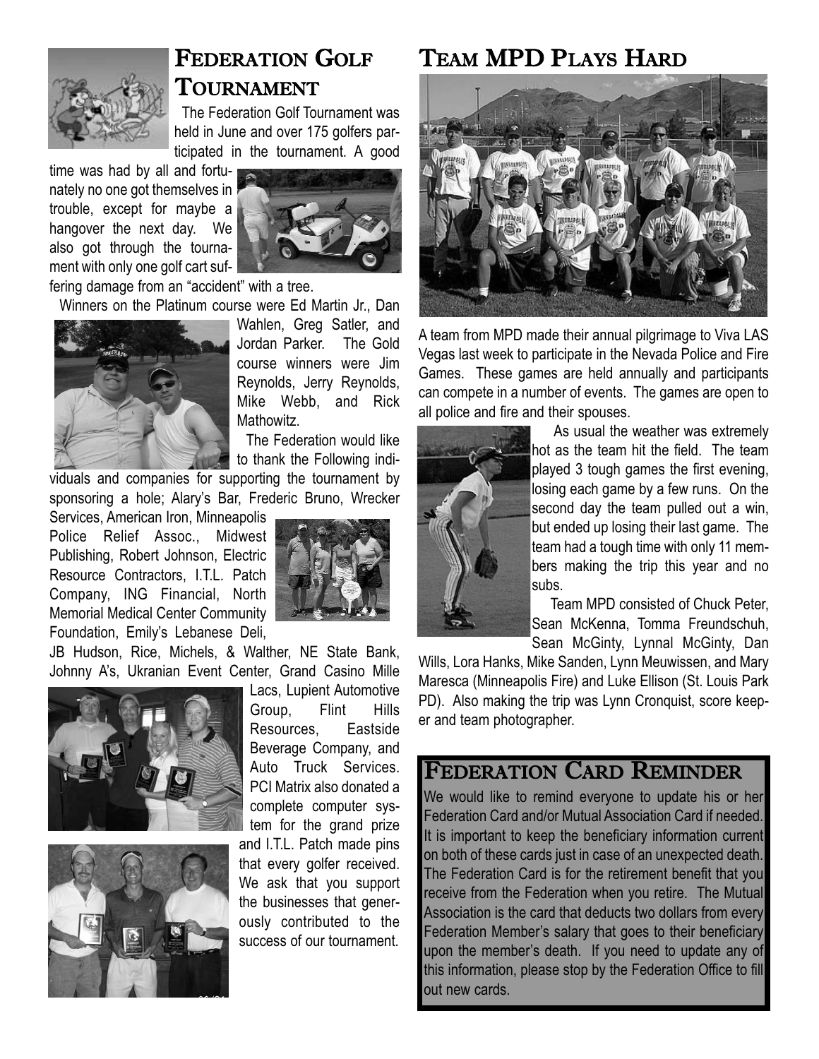## Federation Golf Tournament

The Federation Golf Tournament was held in June and over 175 golfers participated in the tournament. A good time was had by all and fortunately no one got themselves in trouble, except for maybe a hangover the next day. We also got through the tournament with only one golf cart suffering damage from an "accident" with a tree.

Winners on the Platinum course were Ed Martin Jr., Dan Wahlen, Greg Satler, and Jordan Parker. The Gold course winners were Jim Reynolds, Jerry Reynolds, Mike Webb, and Rick Mathowitz.

The Federation would like to thank the Following individuals and companies for supporting the tournament by sponsoring a hole; Alary's Bar, Frederic Bruno, Wrecker Services, American Iron, Minneapolis Police Relief Assoc., Midwest Publishing, Robert Johnson, Electric Resource Contractors, I.T.L. Patch Company, ING Financial, North Memorial Medical Center Community Foundation, Emily's Lebanese Deli, JB Hudson, Rice, Michels, & Walther, NE State Bank, Johnny A's, Ukranian Event Center, Grand Casino Mille Lacs, Lupient Automotive Group, Flint Hills Resources, Eastside Beverage Company, and Auto Truck Services. PCI Matrix also donated a complete computer system for the grand prize and I.T.L. Patch made pins that every golfer received. We ask that you support the businesses that generously contributed to the success of our tournament.

## Team MPD Plays Hard

A team from MPD made their annual pilgrimage to Viva LAS Vegas last week to participate in the Nevada Police and Fire Games. These games are held annually and participants can compete in a number of events. The games are open to all police and fire and their spouses.

As usual the weather was extremely hot as the team hit the field. The team played 3 tough games the first evening, losing each game by a few runs. On the second day the team pulled out a win, but ended up losing their last game. The team had a tough time with only 11 members making the trip this year and no subs.

Team MPD consisted of Chuck Peter, Sean McKenna, Tomma Freundschuh, Sean McGinty, Lynnal McGinty, Dan Wills, Lora Hanks, Mike Sanden, Lynn Meuwissen, and Mary Maresca (Minneapolis Fire) and Luke Ellison (St. Louis Park PD). Also making the trip was Lynn Cronquist, score keeper and team photographer.

## Federation Card Reminder

We would like to remind everyone to update his or her Federation Card and/or Mutual Association Card if needed. It is important to keep the beneficiary information current on both of these cards just in case of an unexpected death. The Federation Card is for the retirement benefit that you receive from the Federation when you retire. The Mutual Association is the card that deducts two dollars from every Federation Member's salary that goes to their beneficiary upon the member's death. If you need to update any of this information, please stop by the Federation Office to fill out new cards.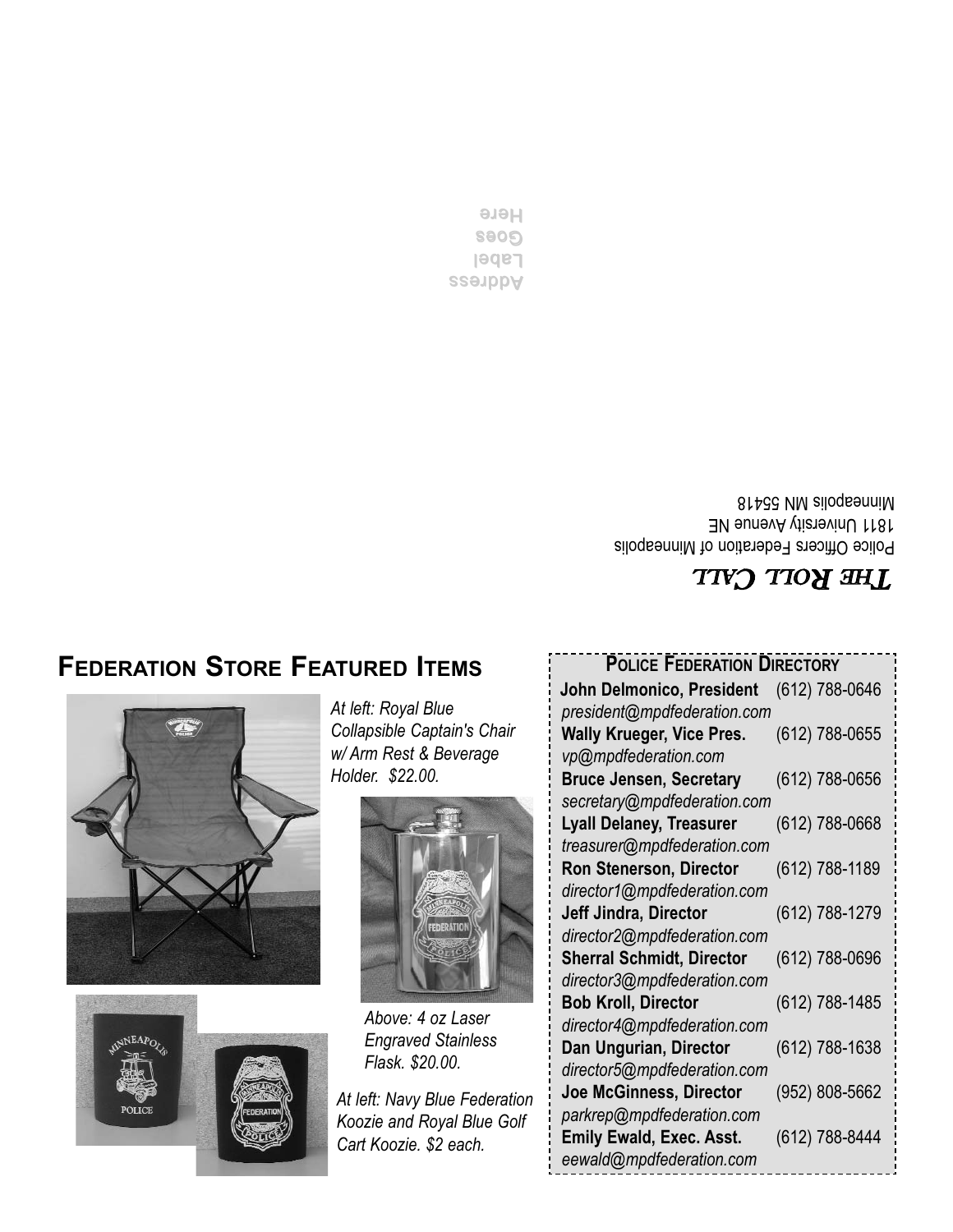Address
Label
Goes
Here

*The Roll Call*

Police Officers Federation of Minneapolis
1811 University Avenue NE
Minneapolis MN 55418

## Federation Store Featured Items

*At left: Royal Blue Collapsible Captain's Chair w/ Arm Rest & Beverage Holder. $22.00.*

*Above: 4 oz Laser Engraved Stainless Flask. $20.00.*

*At left: Navy Blue Federation Koozie and Royal Blue Golf Cart Koozie. $2 each.*

## Police Federation Directory

| | |
|---|---|
| **John Delmonico, President** *president@mpdfederation.com* | (612) 788-0646 |
| **Wally Krueger, Vice Pres.** *vp@mpdfederation.com* | (612) 788-0655 |
| **Bruce Jensen, Secretary** *secretary@mpdfederation.com* | (612) 788-0656 |
| **Lyall Delaney, Treasurer** *treasurer@mpdfederation.com* | (612) 788-0668 |
| **Ron Stenerson, Director** *director1@mpdfederation.com* | (612) 788-1189 |
| **Jeff Jindra, Director** *director2@mpdfederation.com* | (612) 788-1279 |
| **Sherral Schmidt, Director** *director3@mpdfederation.com* | (612) 788-0696 |
| **Bob Kroll, Director** *director4@mpdfederation.com* | (612) 788-1485 |
| **Dan Ungurian, Director** *director5@mpdfederation.com* | (612) 788-1638 |
| **Joe McGinness, Director** *parkrep@mpdfederation.com* | (952) 808-5662 |
| **Emily Ewald, Exec. Asst.** *eewald@mpdfederation.com* | (612) 788-8444 |